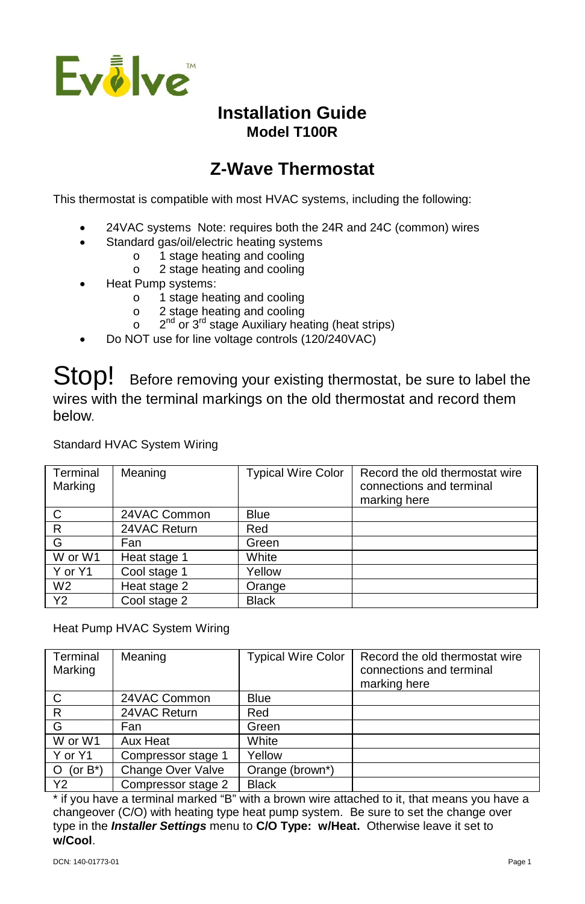Evolve™

# Installation Guide
## Model T100R

# Z-Wave Thermostat

This thermostat is compatible with most HVAC systems, including the following:

- 24VAC systems Note: requires both the 24R and 24C (common) wires
- Standard gas/oil/electric heating systems
  - 1 stage heating and cooling
  - 2 stage heating and cooling
- Heat Pump systems:
  - 1 stage heating and cooling
  - 2 stage heating and cooling
  - 2nd or 3rd stage Auxiliary heating (heat strips)
- Do NOT use for line voltage controls (120/240VAC)

**Stop!** Before removing your existing thermostat, be sure to label the wires with the terminal markings on the old thermostat and record them below.

Standard HVAC System Wiring

| Terminal Marking | Meaning | Typical Wire Color | Record the old thermostat wire connections and terminal marking here |
|---|---|---|---|
| C | 24VAC Common | Blue | |
| R | 24VAC Return | Red | |
| G | Fan | Green | |
| W or W1 | Heat stage 1 | White | |
| Y or Y1 | Cool stage 1 | Yellow | |
| W2 | Heat stage 2 | Orange | |
| Y2 | Cool stage 2 | Black | |

Heat Pump HVAC System Wiring

| Terminal Marking | Meaning | Typical Wire Color | Record the old thermostat wire connections and terminal marking here |
|---|---|---|---|
| C | 24VAC Common | Blue | |
| R | 24VAC Return | Red | |
| G | Fan | Green | |
| W or W1 | Aux Heat | White | |
| Y or Y1 | Compressor stage 1 | Yellow | |
| O (or B*) | Change Over Valve | Orange (brown*) | |
| Y2 | Compressor stage 2 | Black | |

* if you have a terminal marked "B" with a brown wire attached to it, that means you have a changeover (C/O) with heating type heat pump system. Be sure to set the change over type in the ***Installer Settings*** menu to **C/O Type: w/Heat.** Otherwise leave it set to **w/Cool**.

DCN: 140-01773-01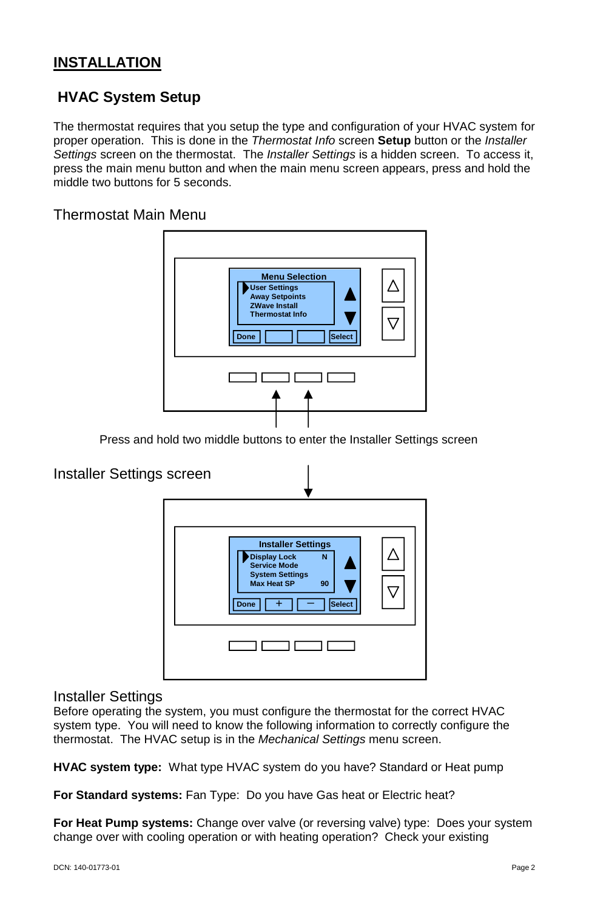# INSTALLATION

## HVAC System Setup

The thermostat requires that you setup the type and configuration of your HVAC system for proper operation. This is done in the *Thermostat Info* screen **Setup** button or the *Installer Settings* screen on the thermostat. The *Installer Settings* is a hidden screen. To access it, press the main menu button and when the main menu screen appears, press and hold the middle two buttons for 5 seconds.

### Thermostat Main Menu

Menu Selection
- User Settings
- Away Setpoints
- ZWave Install
- Thermostat Info

Done | | | Select

Press and hold two middle buttons to enter the Installer Settings screen

### Installer Settings screen

Installer Settings
- Display Lock N
- Service Mode
- System Settings
- Max Heat SP 90

Done | + | − | Select

### Installer Settings

Before operating the system, you must configure the thermostat for the correct HVAC system type. You will need to know the following information to correctly configure the thermostat. The HVAC setup is in the *Mechanical Settings* menu screen.

**HVAC system type:** What type HVAC system do you have? Standard or Heat pump

**For Standard systems:** Fan Type: Do you have Gas heat or Electric heat?

**For Heat Pump systems:** Change over valve (or reversing valve) type: Does your system change over with cooling operation or with heating operation? Check your existing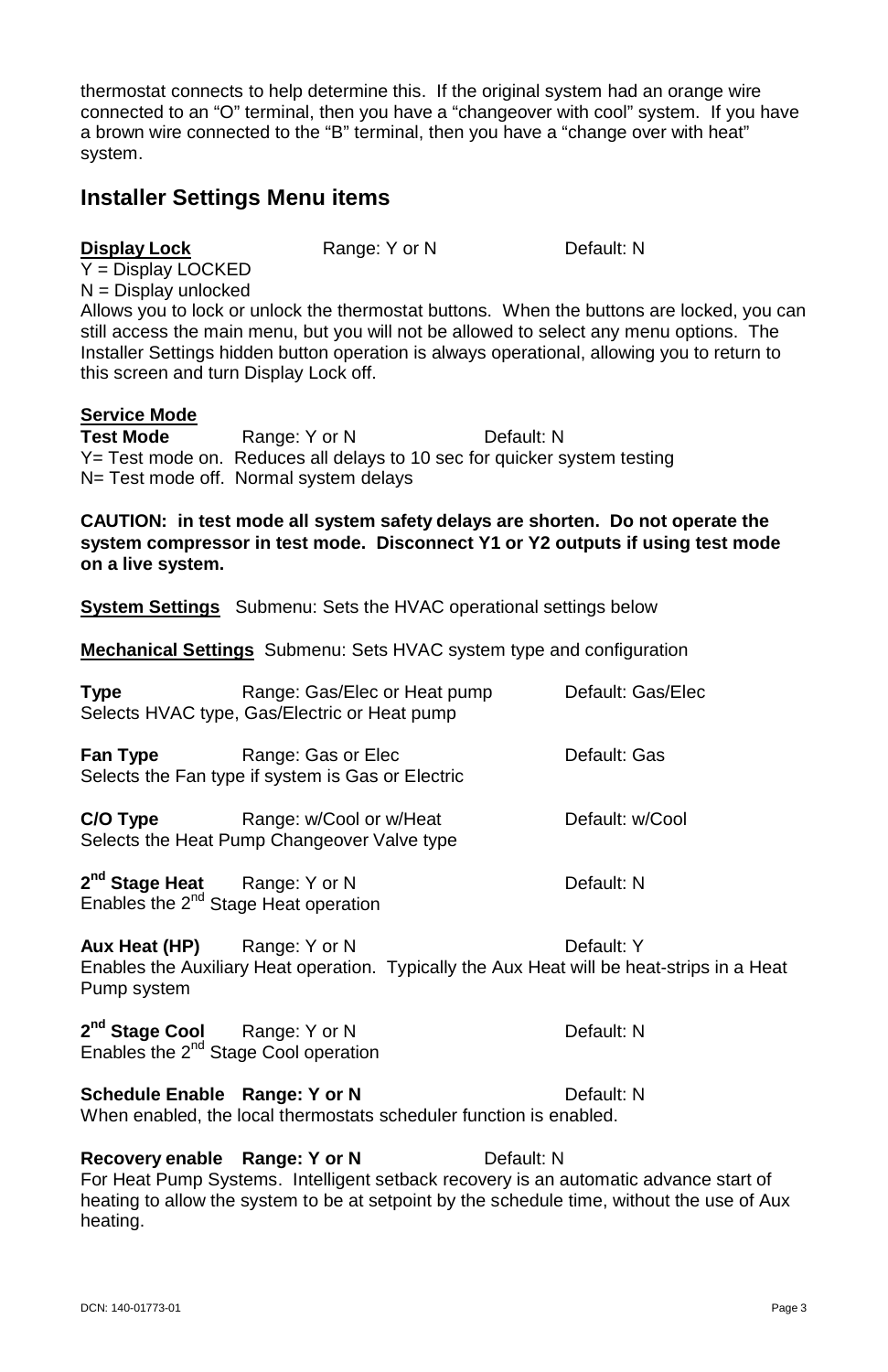thermostat connects to help determine this. If the original system had an orange wire connected to an "O" terminal, then you have a "changeover with cool" system. If you have a brown wire connected to the "B" terminal, then you have a "change over with heat" system.

## Installer Settings Menu items

**Display Lock** Range: Y or N Default: N
Y = Display LOCKED
N = Display unlocked
Allows you to lock or unlock the thermostat buttons. When the buttons are locked, you can still access the main menu, but you will not be allowed to select any menu options. The Installer Settings hidden button operation is always operational, allowing you to return to this screen and turn Display Lock off.

**Service Mode**
**Test Mode** Range: Y or N Default: N
Y= Test mode on. Reduces all delays to 10 sec for quicker system testing
N= Test mode off. Normal system delays

**CAUTION: in test mode all system safety delays are shorten. Do not operate the system compressor in test mode. Disconnect Y1 or Y2 outputs if using test mode on a live system.**

**System Settings** Submenu: Sets the HVAC operational settings below

**Mechanical Settings** Submenu: Sets HVAC system type and configuration

**Type** Range: Gas/Elec or Heat pump Default: Gas/Elec
Selects HVAC type, Gas/Electric or Heat pump

**Fan Type** Range: Gas or Elec Default: Gas
Selects the Fan type if system is Gas or Electric

**C/O Type** Range: w/Cool or w/Heat Default: w/Cool
Selects the Heat Pump Changeover Valve type

**2nd Stage Heat** Range: Y or N Default: N
Enables the 2nd Stage Heat operation

**Aux Heat (HP)** Range: Y or N Default: Y
Enables the Auxiliary Heat operation. Typically the Aux Heat will be heat-strips in a Heat Pump system

**2nd Stage Cool** Range: Y or N Default: N
Enables the 2nd Stage Cool operation

**Schedule Enable Range: Y or N** Default: N
When enabled, the local thermostats scheduler function is enabled.

**Recovery enable Range: Y or N** Default: N
For Heat Pump Systems. Intelligent setback recovery is an automatic advance start of heating to allow the system to be at setpoint by the schedule time, without the use of Aux heating.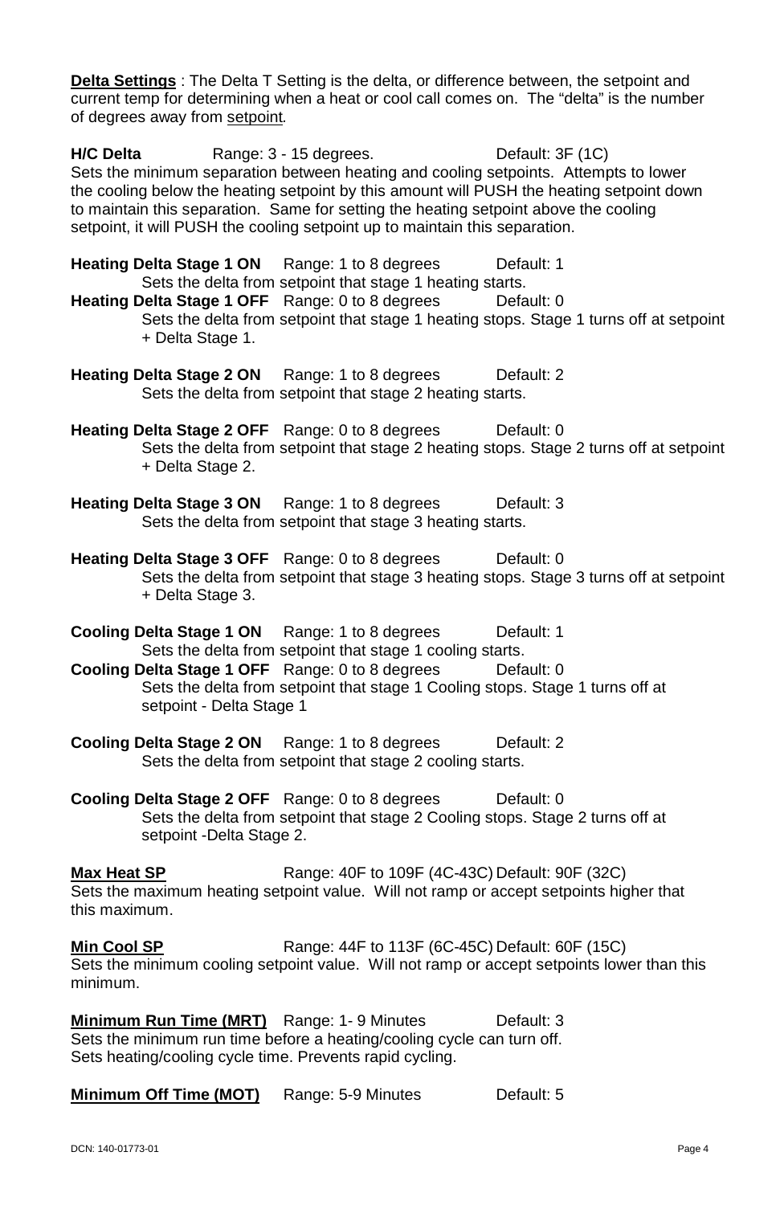**Delta Settings** : The Delta T Setting is the delta, or difference between, the setpoint and current temp for determining when a heat or cool call comes on. The "delta" is the number of degrees away from setpoint.

**H/C Delta** Range: 3 - 15 degrees. Default: 3F (1C)
Sets the minimum separation between heating and cooling setpoints. Attempts to lower the cooling below the heating setpoint by this amount will PUSH the heating setpoint down to maintain this separation. Same for setting the heating setpoint above the cooling setpoint, it will PUSH the cooling setpoint up to maintain this separation.

**Heating Delta Stage 1 ON** Range: 1 to 8 degrees Default: 1
Sets the delta from setpoint that stage 1 heating starts.

**Heating Delta Stage 1 OFF** Range: 0 to 8 degrees Default: 0
Sets the delta from setpoint that stage 1 heating stops. Stage 1 turns off at setpoint + Delta Stage 1.

**Heating Delta Stage 2 ON** Range: 1 to 8 degrees Default: 2
Sets the delta from setpoint that stage 2 heating starts.

**Heating Delta Stage 2 OFF** Range: 0 to 8 degrees Default: 0
Sets the delta from setpoint that stage 2 heating stops. Stage 2 turns off at setpoint + Delta Stage 2.

**Heating Delta Stage 3 ON** Range: 1 to 8 degrees Default: 3
Sets the delta from setpoint that stage 3 heating starts.

**Heating Delta Stage 3 OFF** Range: 0 to 8 degrees Default: 0
Sets the delta from setpoint that stage 3 heating stops. Stage 3 turns off at setpoint + Delta Stage 3.

**Cooling Delta Stage 1 ON** Range: 1 to 8 degrees Default: 1
Sets the delta from setpoint that stage 1 cooling starts.

**Cooling Delta Stage 1 OFF** Range: 0 to 8 degrees Default: 0
Sets the delta from setpoint that stage 1 Cooling stops. Stage 1 turns off at setpoint - Delta Stage 1

**Cooling Delta Stage 2 ON** Range: 1 to 8 degrees Default: 2
Sets the delta from setpoint that stage 2 cooling starts.

**Cooling Delta Stage 2 OFF** Range: 0 to 8 degrees Default: 0
Sets the delta from setpoint that stage 2 Cooling stops. Stage 2 turns off at setpoint -Delta Stage 2.

**Max Heat SP** Range: 40F to 109F (4C-43C) Default: 90F (32C)
Sets the maximum heating setpoint value. Will not ramp or accept setpoints higher that this maximum.

**Min Cool SP** Range: 44F to 113F (6C-45C) Default: 60F (15C)
Sets the minimum cooling setpoint value. Will not ramp or accept setpoints lower than this minimum.

**Minimum Run Time (MRT)** Range: 1- 9 Minutes Default: 3
Sets the minimum run time before a heating/cooling cycle can turn off.
Sets heating/cooling cycle time. Prevents rapid cycling.

**Minimum Off Time (MOT)** Range: 5-9 Minutes Default: 5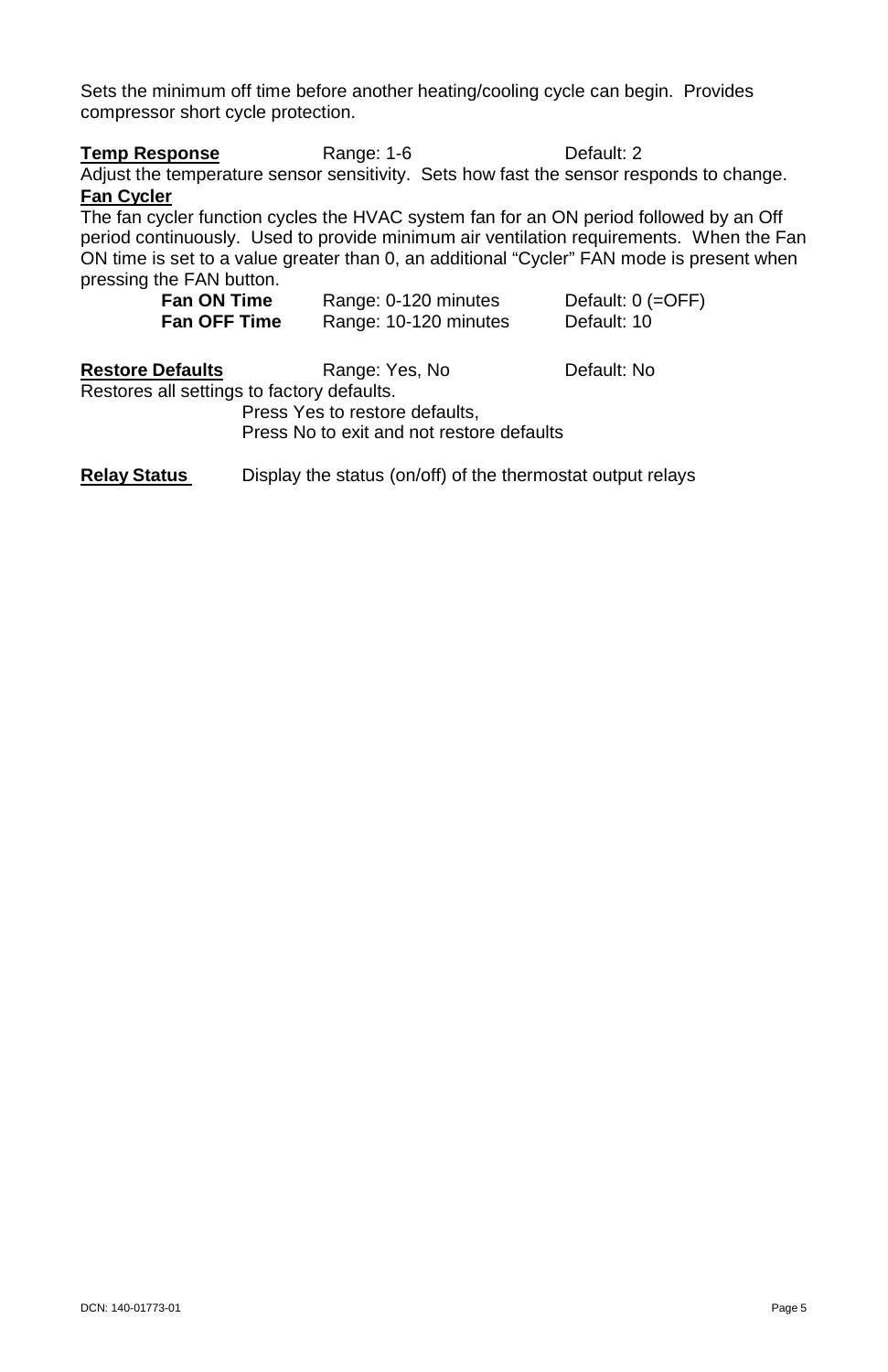Sets the minimum off time before another heating/cooling cycle can begin. Provides compressor short cycle protection.

**Temp Response** Range: 1-6 Default: 2

Adjust the temperature sensor sensitivity. Sets how fast the sensor responds to change.

**Fan Cycler**

The fan cycler function cycles the HVAC system fan for an ON period followed by an Off period continuously. Used to provide minimum air ventilation requirements. When the Fan ON time is set to a value greater than 0, an additional "Cycler" FAN mode is present when pressing the FAN button.

| | | |
|---|---|---|
| **Fan ON Time** | Range: 0-120 minutes | Default: 0 (=OFF) |
| **Fan OFF Time** | Range: 10-120 minutes | Default: 10 |

**Restore Defaults** Range: Yes, No Default: No

Restores all settings to factory defaults.

Press Yes to restore defaults,
Press No to exit and not restore defaults

**Relay Status** Display the status (on/off) of the thermostat output relays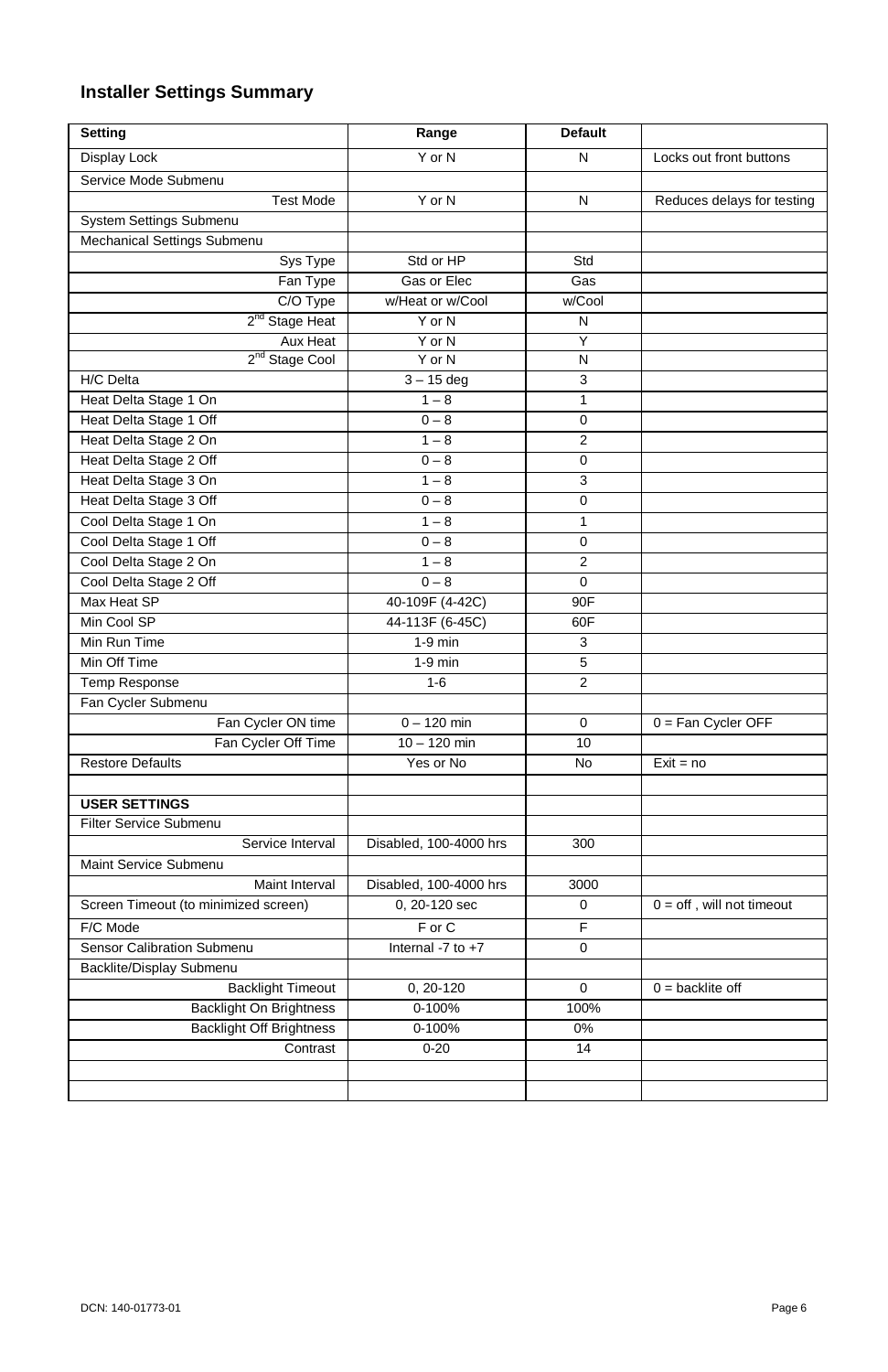## Installer Settings Summary

| Setting | Range | Default | |
|---|---|---|---|
| Display Lock | Y or N | N | Locks out front buttons |
| Service Mode Submenu | | | |
| Test Mode | Y or N | N | Reduces delays for testing |
| System Settings Submenu | | | |
| Mechanical Settings Submenu | | | |
| Sys Type | Std or HP | Std | |
| Fan Type | Gas or Elec | Gas | |
| C/O Type | w/Heat or w/Cool | w/Cool | |
| 2nd Stage Heat | Y or N | N | |
| Aux Heat | Y or N | Y | |
| 2nd Stage Cool | Y or N | N | |
| H/C Delta | 3 – 15 deg | 3 | |
| Heat Delta Stage 1 On | 1 – 8 | 1 | |
| Heat Delta Stage 1 Off | 0 – 8 | 0 | |
| Heat Delta Stage 2 On | 1 – 8 | 2 | |
| Heat Delta Stage 2 Off | 0 – 8 | 0 | |
| Heat Delta Stage 3 On | 1 – 8 | 3 | |
| Heat Delta Stage 3 Off | 0 – 8 | 0 | |
| Cool Delta Stage 1 On | 1 – 8 | 1 | |
| Cool Delta Stage 1 Off | 0 – 8 | 0 | |
| Cool Delta Stage 2 On | 1 – 8 | 2 | |
| Cool Delta Stage 2 Off | 0 – 8 | 0 | |
| Max Heat SP | 40-109F (4-42C) | 90F | |
| Min Cool SP | 44-113F (6-45C) | 60F | |
| Min Run Time | 1-9 min | 3 | |
| Min Off Time | 1-9 min | 5 | |
| Temp Response | 1-6 | 2 | |
| Fan Cycler Submenu | | | |
| Fan Cycler ON time | 0 – 120 min | 0 | 0 = Fan Cycler OFF |
| Fan Cycler Off Time | 10 – 120 min | 10 | |
| Restore Defaults | Yes or No | No | Exit = no |
| | | | |
| **USER SETTINGS** | | | |
| Filter Service Submenu | | | |
| Service Interval | Disabled, 100-4000 hrs | 300 | |
| Maint Service Submenu | | | |
| Maint Interval | Disabled, 100-4000 hrs | 3000 | |
| Screen Timeout (to minimized screen) | 0, 20-120 sec | 0 | 0 = off , will not timeout |
| F/C Mode | F or C | F | |
| Sensor Calibration Submenu | Internal -7 to +7 | 0 | |
| Backlite/Display Submenu | | | |
| Backlight Timeout | 0, 20-120 | 0 | 0 = backlite off |
| Backlight On Brightness | 0-100% | 100% | |
| Backlight Off Brightness | 0-100% | 0% | |
| Contrast | 0-20 | 14 | |
| | | | |
| | | | |

DCN: 140-01773-01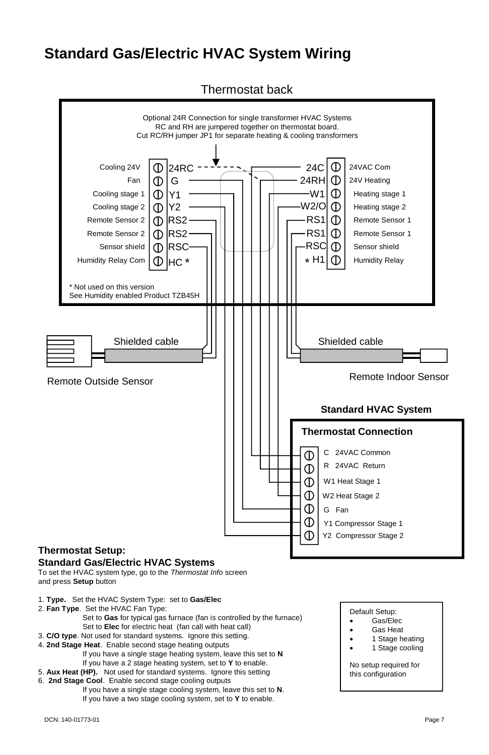# Standard Gas/Electric HVAC System Wiring

Thermostat back

Optional 24R Connection for single transformer HVAC Systems
RC and RH are jumpered together on thermostat board.
Cut RC/RH jumper JP1 for separate heating & cooling transformers

| Function | Terminal | Terminal | Function |
| --- | --- | --- | --- |
| Cooling 24V | 24RC | 24C | 24VAC Com |
| Fan | G | 24RH | 24V Heating |
| Cooling stage 1 | Y1 | W1 | Heating stage 1 |
| Cooling stage 2 | Y2 | W2/O | Heating stage 2 |
| Remote Sensor 2 | RS2 | RS1 | Remote Sensor 1 |
| Remote Sensor 2 | RS2 | RS1 | Remote Sensor 1 |
| Sensor shield | RSC | RSC | Sensor shield |
| Humidity Relay Com | HC * | * H1 | Humidity Relay |

* Not used on this version
See Humidity enabled Product TZB45H

Shielded cable — Remote Outside Sensor

Shielded cable — Remote Indoor Sensor

**Standard HVAC System**

**Thermostat Connection**

- C 24VAC Common
- R 24VAC Return
- W1 Heat Stage 1
- W2 Heat Stage 2
- G Fan
- Y1 Compressor Stage 1
- Y2 Compressor Stage 2

**Thermostat Setup:**
**Standard Gas/Electric HVAC Systems**

To set the HVAC system type, go to the *Thermostat Info* screen and press **Setup** button

1. **Type.** Set the HVAC System Type: set to **Gas/Elec**
2. **Fan Type**. Set the HVAC Fan Type:
   Set to **Gas** for typical gas furnace (fan is controlled by the furnace)
   Set to **Elec** for electric heat (fan call with heat call)
3. **C/O type**. Not used for standard systems. Ignore this setting.
4. **2nd Stage Heat**. Enable second stage heating outputs
   If you have a single stage heating system, leave this set to **N**
   If you have a 2 stage heating system, set to **Y** to enable.
5. **Aux Heat (HP).** Not used for standard systems. Ignore this setting
6. **2nd Stage Cool**. Enable second stage cooling outputs
   If you have a single stage cooling system, leave this set to **N**.
   If you have a two stage cooling system, set to **Y** to enable.

Default Setup:
- Gas/Elec
- Gas Heat
- 1 Stage heating
- 1 Stage cooling

No setup required for this configuration

DCN: 140-01773-01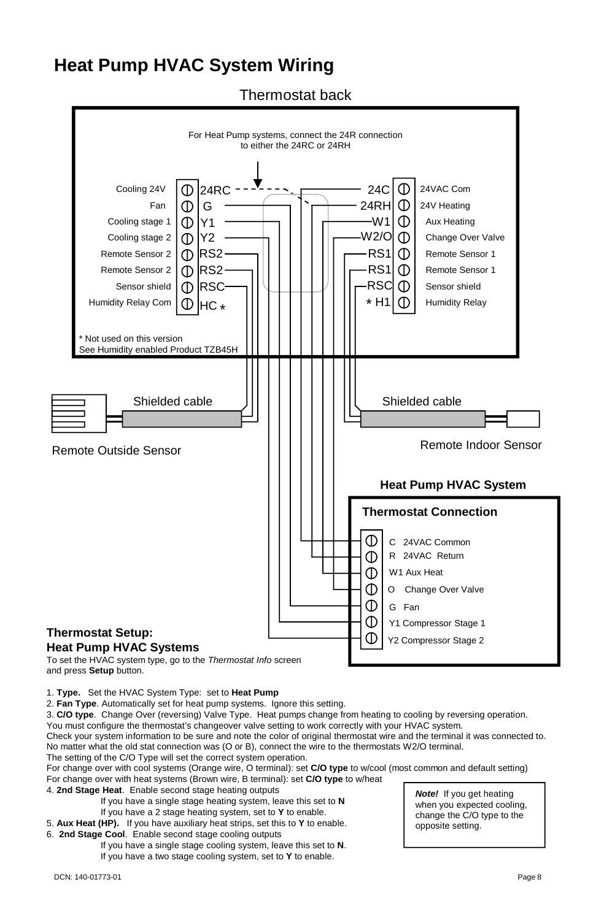# Heat Pump HVAC System Wiring

Thermostat back

For Heat Pump systems, connect the 24R connection to either the 24RC or 24RH

Cooling 24V — 24RC
Fan — G
Cooling stage 1 — Y1
Cooling stage 2 — Y2
Remote Sensor 2 — RS2
Remote Sensor 2 — RS2
Sensor shield — RSC
Humidity Relay Com — HC *

24C — 24VAC Com
24RH — 24V Heating
W1 — Aux Heating
W2/O — Change Over Valve
RS1 — Remote Sensor 1
RS1 — Remote Sensor 1
RSC — Sensor shield
* H1 — Humidity Relay

* Not used on this version
See Humidity enabled Product TZB45H

Shielded cable

Remote Outside Sensor

Shielded cable

Remote Indoor Sensor

**Heat Pump HVAC System**

**Thermostat Connection**

C 24VAC Common
R 24VAC Return
W1 Aux Heat
O Change Over Valve
G Fan
Y1 Compressor Stage 1
Y2 Compressor Stage 2

## Thermostat Setup: Heat Pump HVAC Systems

To set the HVAC system type, go to the *Thermostat Info* screen and press **Setup** button.

1. **Type.** Set the HVAC System Type: set to **Heat Pump**
2. **Fan Type**. Automatically set for heat pump systems. Ignore this setting.
3. **C/O type**. Change Over (reversing) Valve Type. Heat pumps change from heating to cooling by reversing operation. You must configure the thermostat's changeover valve setting to work correctly with your HVAC system.
   Check your system information to be sure and note the color of original thermostat wire and the terminal it was connected to. No matter what the old stat connection was (O or B), connect the wire to the thermostats W2/O terminal.
   The setting of the C/O Type will set the correct system operation.
   For change over with cool systems (Orange wire, O terminal): set **C/O type** to w/cool (most common and default setting)
   For change over with heat systems (Brown wire, B terminal): set **C/O type** to w/heat
4. **2nd Stage Heat**. Enable second stage heating outputs
   If you have a single stage heating system, leave this set to **N**
   If you have a 2 stage heating system, set to **Y** to enable.
5. **Aux Heat (HP).** If you have auxiliary heat strips, set this to **Y** to enable.
6. **2nd Stage Cool**. Enable second stage cooling outputs
   If you have a single stage cooling system, leave this set to **N**.
   If you have a two stage cooling system, set to **Y** to enable.

***Note!*** If you get heating when you expected cooling, change the C/O type to the opposite setting.

DCN: 140-01773-01